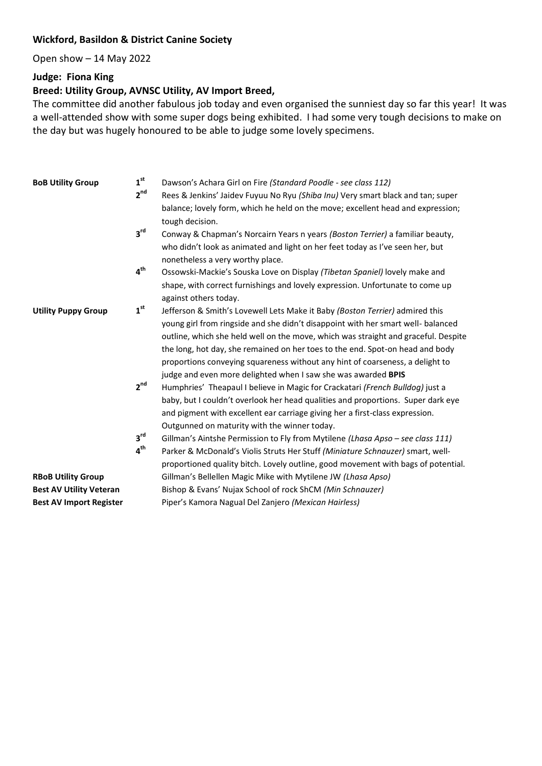**Wickford, Basildon & District Canine Society**

Open show – 14 May 2022

**Judge: Fiona King**

**Breed: Utility Group, AVNSC Utility, AV Import Breed,**

The committee did another fabulous job today and even organised the sunniest day so far this year! It was a well-attended show with some super dogs being exhibited. I had some very tough decisions to make on the day but was hugely honoured to be able to judge some lovely specimens.

| | | |
|---|---|---|
| **BoB Utility Group** | 1st | Dawson's Achara Girl on Fire *(Standard Poodle - see class 112)* |
| | 2nd | Rees & Jenkins' Jaidev Fuyuu No Ryu *(Shiba Inu)* Very smart black and tan; super balance; lovely form, which he held on the move; excellent head and expression; tough decision. |
| | 3rd | Conway & Chapman's Norcairn Years n years *(Boston Terrier)* a familiar beauty, who didn't look as animated and light on her feet today as I've seen her, but nonetheless a very worthy place. |
| | 4th | Ossowski-Mackie's Souska Love on Display *(Tibetan Spaniel)* lovely make and shape, with correct furnishings and lovely expression. Unfortunate to come up against others today. |
| **Utility Puppy Group** | 1st | Jefferson & Smith's Lovewell Lets Make it Baby *(Boston Terrier)* admired this young girl from ringside and she didn't disappoint with her smart well- balanced outline, which she held well on the move, which was straight and graceful. Despite the long, hot day, she remained on her toes to the end. Spot-on head and body proportions conveying squareness without any hint of coarseness, a delight to judge and even more delighted when I saw she was awarded **BPIS** |
| | 2nd | Humphries' Theapaul I believe in Magic for Crackatari *(French Bulldog)* just a baby, but I couldn't overlook her head qualities and proportions. Super dark eye and pigment with excellent ear carriage giving her a first-class expression. Outgunned on maturity with the winner today. |
| | 3rd | Gillman's Aintshe Permission to Fly from Mytilene *(Lhasa Apso – see class 111)* |
| | 4th | Parker & McDonald's Violis Struts Her Stuff *(Miniature Schnauzer)* smart, well-proportioned quality bitch. Lovely outline, good movement with bags of potential. |
| **RBoB Utility Group** | | Gillman's Bellellen Magic Mike with Mytilene JW *(Lhasa Apso)* |
| **Best AV Utility Veteran** | | Bishop & Evans' Nujax School of rock ShCM *(Min Schnauzer)* |
| **Best AV Import Register** | | Piper's Kamora Nagual Del Zanjero *(Mexican Hairless)* |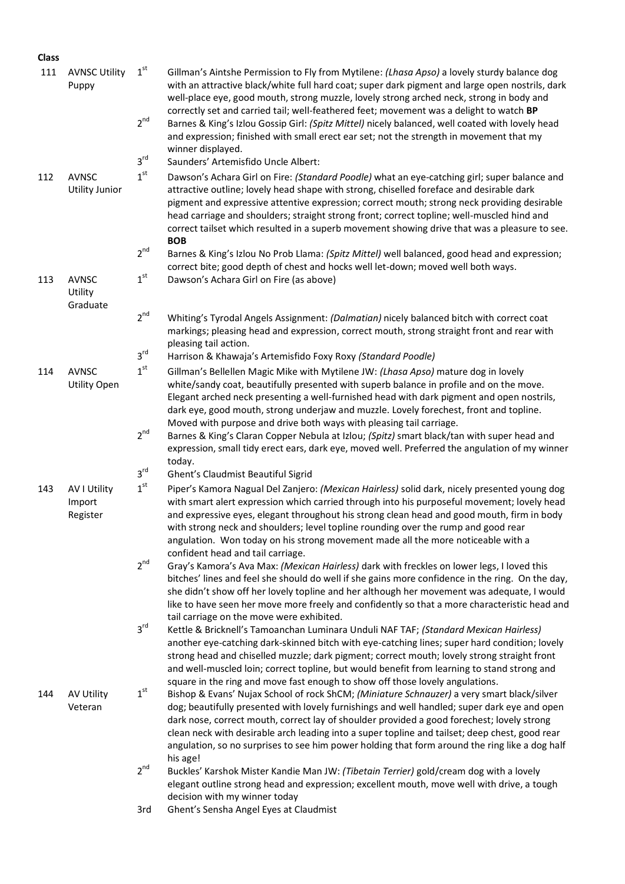| Class | | | |
|---|---|---|---|
| 111 | AVNSC Utility Puppy | 1st | Gillman's Aintshe Permission to Fly from Mytilene: *(Lhasa Apso)* a lovely sturdy balance dog with an attractive black/white full hard coat; super dark pigment and large open nostrils, dark well-place eye, good mouth, strong muzzle, lovely strong arched neck, strong in body and correctly set and carried tail; well-feathered feet; movement was a delight to watch **BP** |
| | | 2nd | Barnes & King's Izlou Gossip Girl: *(Spitz Mittel)* nicely balanced, well coated with lovely head and expression; finished with small erect ear set; not the strength in movement that my winner displayed. |
| | | 3rd | Saunders' Artemisfido Uncle Albert: |
| 112 | AVNSC Utility Junior | 1st | Dawson's Achara Girl on Fire: *(Standard Poodle)* what an eye-catching girl; super balance and attractive outline; lovely head shape with strong, chiselled foreface and desirable dark pigment and expressive attentive expression; correct mouth; strong neck providing desirable head carriage and shoulders; straight strong front; correct topline; well-muscled hind and correct tailset which resulted in a superb movement showing drive that was a pleasure to see. **BOB** |
| | | 2nd | Barnes & King's Izlou No Prob Llama: *(Spitz Mittel)* well balanced, good head and expression; correct bite; good depth of chest and hocks well let-down; moved well both ways. |
| 113 | AVNSC Utility Graduate | 1st | Dawson's Achara Girl on Fire (as above) |
| | | 2nd | Whiting's Tyrodal Angels Assignment: *(Dalmatian)* nicely balanced bitch with correct coat markings; pleasing head and expression, correct mouth, strong straight front and rear with pleasing tail action. |
| | | 3rd | Harrison & Khawaja's Artemisfido Foxy Roxy *(Standard Poodle)* |
| 114 | AVNSC Utility Open | 1st | Gillman's Bellellen Magic Mike with Mytilene JW: *(Lhasa Apso)* mature dog in lovely white/sandy coat, beautifully presented with superb balance in profile and on the move. Elegant arched neck presenting a well-furnished head with dark pigment and open nostrils, dark eye, good mouth, strong underjaw and muzzle. Lovely forechest, front and topline. Moved with purpose and drive both ways with pleasing tail carriage. |
| | | 2nd | Barnes & King's Claran Copper Nebula at Izlou; *(Spitz)* smart black/tan with super head and expression, small tidy erect ears, dark eye, moved well. Preferred the angulation of my winner today. |
| | | 3rd | Ghent's Claudmist Beautiful Sigrid |
| 143 | AV I Utility Import Register | 1st | Piper's Kamora Nagual Del Zanjero: *(Mexican Hairless)* solid dark, nicely presented young dog with smart alert expression which carried through into his purposeful movement; lovely head and expressive eyes, elegant throughout his strong clean head and good mouth, firm in body with strong neck and shoulders; level topline rounding over the rump and good rear angulation. Won today on his strong movement made all the more noticeable with a confident head and tail carriage. |
| | | 2nd | Gray's Kamora's Ava Max: *(Mexican Hairless)* dark with freckles on lower legs, I loved this bitches' lines and feel she should do well if she gains more confidence in the ring. On the day, she didn't show off her lovely topline and her although her movement was adequate, I would like to have seen her move more freely and confidently so that a more characteristic head and tail carriage on the move were exhibited. |
| | | 3rd | Kettle & Bricknell's Tamoanchan Luminara Unduli NAF TAF; *(Standard Mexican Hairless)* another eye-catching dark-skinned bitch with eye-catching lines; super hard condition; lovely strong head and chiselled muzzle; dark pigment; correct mouth; lovely strong straight front and well-muscled loin; correct topline, but would benefit from learning to stand strong and square in the ring and move fast enough to show off those lovely angulations. |
| 144 | AV Utility Veteran | 1st | Bishop & Evans' Nujax School of rock ShCM; *(Miniature Schnauzer)* a very smart black/silver dog; beautifully presented with lovely furnishings and well handled; super dark eye and open dark nose, correct mouth, correct lay of shoulder provided a good forechest; lovely strong clean neck with desirable arch leading into a super topline and tailset; deep chest, good rear angulation, so no surprises to see him power holding that form around the ring like a dog half his age! |
| | | 2nd | Buckles' Karshok Mister Kandie Man JW: *(Tibetain Terrier)* gold/cream dog with a lovely elegant outline strong head and expression; excellent mouth, move well with drive, a tough decision with my winner today |
| | | 3rd | Ghent's Sensha Angel Eyes at Claudmist |